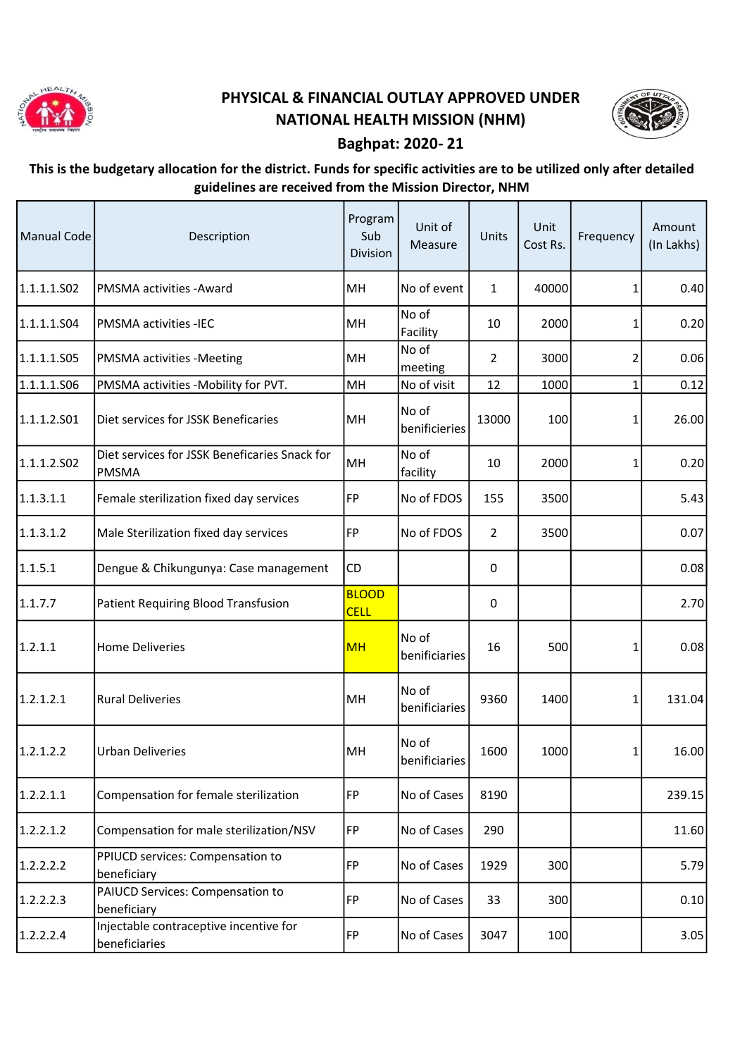# PHYSICAL & FINANCIAL OUTLAY APPROVED UNDER NATIONAL HEALTH MISSION (NHM)

## Baghpat: 2020- 21

**This is the budgetary allocation for the district. Funds for specific activities are to be utilized only after detailed guidelines are received from the Mission Director, NHM**

| Manual Code | Description | Program Sub Division | Unit of Measure | Units | Unit Cost Rs. | Frequency | Amount (In Lakhs) |
|---|---|---|---|---|---|---|---|
| 1.1.1.1.S02 | PMSMA activities -Award | MH | No of event | 1 | 40000 | 1 | 0.40 |
| 1.1.1.1.S04 | PMSMA activities -IEC | MH | No of Facility | 10 | 2000 | 1 | 0.20 |
| 1.1.1.1.S05 | PMSMA activities -Meeting | MH | No of meeting | 2 | 3000 | 2 | 0.06 |
| 1.1.1.1.S06 | PMSMA activities -Mobility for PVT. | MH | No of visit | 12 | 1000 | 1 | 0.12 |
| 1.1.1.2.S01 | Diet services for JSSK Beneficaries | MH | No of benificieries | 13000 | 100 | 1 | 26.00 |
| 1.1.1.2.S02 | Diet services for JSSK Beneficaries Snack for PMSMA | MH | No of facility | 10 | 2000 | 1 | 0.20 |
| 1.1.3.1.1 | Female sterilization fixed day services | FP | No of FDOS | 155 | 3500 | | 5.43 |
| 1.1.3.1.2 | Male Sterilization fixed day services | FP | No of FDOS | 2 | 3500 | | 0.07 |
| 1.1.5.1 | Dengue & Chikungunya: Case management | CD | | 0 | | | 0.08 |
| 1.1.7.7 | Patient Requiring Blood Transfusion | BLOOD CELL | | 0 | | | 2.70 |
| 1.2.1.1 | Home Deliveries | MH | No of benificiaries | 16 | 500 | 1 | 0.08 |
| 1.2.1.2.1 | Rural Deliveries | MH | No of benificiaries | 9360 | 1400 | 1 | 131.04 |
| 1.2.1.2.2 | Urban Deliveries | MH | No of benificiaries | 1600 | 1000 | 1 | 16.00 |
| 1.2.2.1.1 | Compensation for female sterilization | FP | No of Cases | 8190 | | | 239.15 |
| 1.2.2.1.2 | Compensation for male sterilization/NSV | FP | No of Cases | 290 | | | 11.60 |
| 1.2.2.2.2 | PPIUCD services: Compensation to beneficiary | FP | No of Cases | 1929 | 300 | | 5.79 |
| 1.2.2.2.3 | PAIUCD Services: Compensation to beneficiary | FP | No of Cases | 33 | 300 | | 0.10 |
| 1.2.2.2.4 | Injectable contraceptive incentive for beneficiaries | FP | No of Cases | 3047 | 100 | | 3.05 |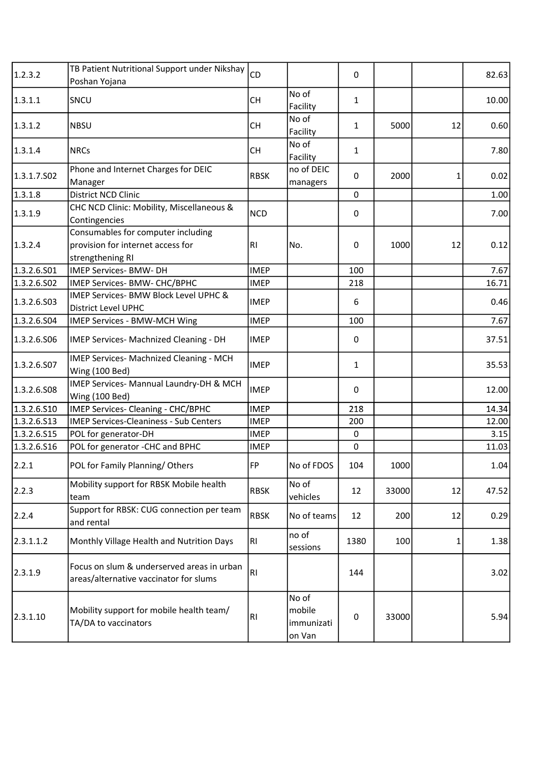| | | | | | | | |
|---|---|---|---|---|---|---|---|
| 1.2.3.2 | TB Patient Nutritional Support under Nikshay Poshan Yojana | CD | | 0 | | | 82.63 |
| 1.3.1.1 | SNCU | CH | No of Facility | 1 | | | 10.00 |
| 1.3.1.2 | NBSU | CH | No of Facility | 1 | 5000 | 12 | 0.60 |
| 1.3.1.4 | NRCs | CH | No of Facility | 1 | | | 7.80 |
| 1.3.1.7.S02 | Phone and Internet Charges for DEIC Manager | RBSK | no of DEIC managers | 0 | 2000 | 1 | 0.02 |
| 1.3.1.8 | District NCD Clinic | | | 0 | | | 1.00 |
| 1.3.1.9 | CHC NCD Clinic: Mobility, Miscellaneous & Contingencies | NCD | | 0 | | | 7.00 |
| 1.3.2.4 | Consumables for computer including provision for internet access for strengthening RI | RI | No. | 0 | 1000 | 12 | 0.12 |
| 1.3.2.6.S01 | IMEP Services- BMW- DH | IMEP | | 100 | | | 7.67 |
| 1.3.2.6.S02 | IMEP Services- BMW- CHC/BPHC | IMEP | | 218 | | | 16.71 |
| 1.3.2.6.S03 | IMEP Services- BMW Block Level UPHC & District Level UPHC | IMEP | | 6 | | | 0.46 |
| 1.3.2.6.S04 | IMEP Services - BMW-MCH Wing | IMEP | | 100 | | | 7.67 |
| 1.3.2.6.S06 | IMEP Services- Machnized Cleaning - DH | IMEP | | 0 | | | 37.51 |
| 1.3.2.6.S07 | IMEP Services- Machnized Cleaning - MCH Wing (100 Bed) | IMEP | | 1 | | | 35.53 |
| 1.3.2.6.S08 | IMEP Services- Mannual Laundry-DH & MCH Wing (100 Bed) | IMEP | | 0 | | | 12.00 |
| 1.3.2.6.S10 | IMEP Services- Cleaning - CHC/BPHC | IMEP | | 218 | | | 14.34 |
| 1.3.2.6.S13 | IMEP Services-Cleaniness - Sub Centers | IMEP | | 200 | | | 12.00 |
| 1.3.2.6.S15 | POL for generator-DH | IMEP | | 0 | | | 3.15 |
| 1.3.2.6.S16 | POL for generator -CHC and BPHC | IMEP | | 0 | | | 11.03 |
| 2.2.1 | POL for Family Planning/ Others | FP | No of FDOS | 104 | 1000 | | 1.04 |
| 2.2.3 | Mobility support for RBSK Mobile health team | RBSK | No of vehicles | 12 | 33000 | 12 | 47.52 |
| 2.2.4 | Support for RBSK: CUG connection per team and rental | RBSK | No of teams | 12 | 200 | 12 | 0.29 |
| 2.3.1.1.2 | Monthly Village Health and Nutrition Days | RI | no of sessions | 1380 | 100 | 1 | 1.38 |
| 2.3.1.9 | Focus on slum & underserved areas in urban areas/alternative vaccinator for slums | RI | | 144 | | | 3.02 |
| 2.3.1.10 | Mobility support for mobile health team/ TA/DA to vaccinators | RI | No of mobile immunization Van | 0 | 33000 | | 5.94 |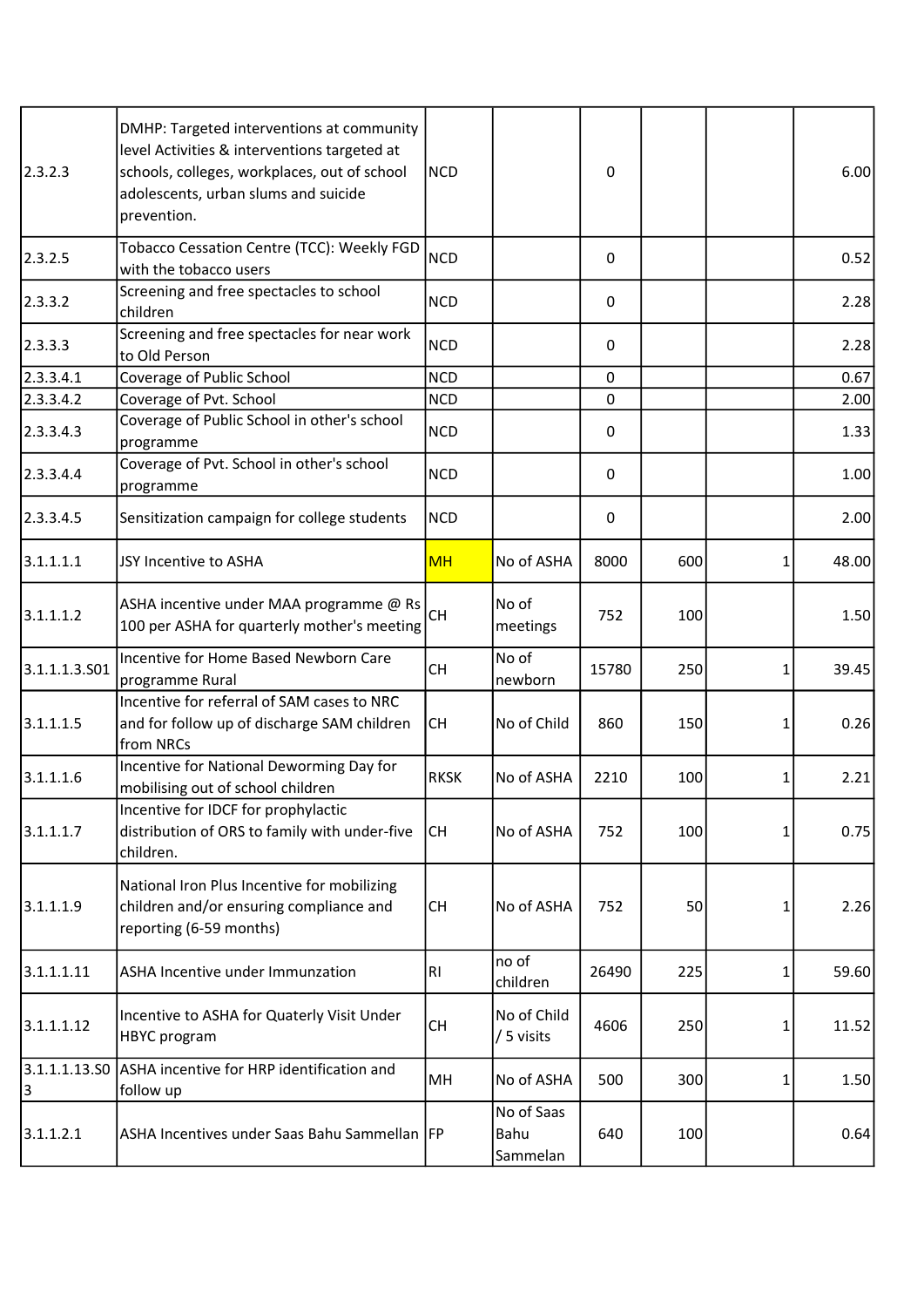| | | | | | | | |
|---|---|---|---|---|---|---|---|
| 2.3.2.3 | DMHP: Targeted interventions at community level Activities & interventions targeted at schools, colleges, workplaces, out of school adolescents, urban slums and suicide prevention. | NCD | | 0 | | | 6.00 |
| 2.3.2.5 | Tobacco Cessation Centre (TCC): Weekly FGD with the tobacco users | NCD | | 0 | | | 0.52 |
| 2.3.3.2 | Screening and free spectacles to school children | NCD | | 0 | | | 2.28 |
| 2.3.3.3 | Screening and free spectacles for near work to Old Person | NCD | | 0 | | | 2.28 |
| 2.3.3.4.1 | Coverage of Public School | NCD | | 0 | | | 0.67 |
| 2.3.3.4.2 | Coverage of Pvt. School | NCD | | 0 | | | 2.00 |
| 2.3.3.4.3 | Coverage of Public School in other's school programme | NCD | | 0 | | | 1.33 |
| 2.3.3.4.4 | Coverage of Pvt. School in other's school programme | NCD | | 0 | | | 1.00 |
| 2.3.3.4.5 | Sensitization campaign for college students | NCD | | 0 | | | 2.00 |
| 3.1.1.1.1 | JSY Incentive to ASHA | MH | No of ASHA | 8000 | 600 | 1 | 48.00 |
| 3.1.1.1.2 | ASHA incentive under MAA programme @ Rs 100 per ASHA for quarterly mother's meeting | CH | No of meetings | 752 | 100 | | 1.50 |
| 3.1.1.1.3.S01 | Incentive for Home Based Newborn Care programme Rural | CH | No of newborn | 15780 | 250 | 1 | 39.45 |
| 3.1.1.1.5 | Incentive for referral of SAM cases to NRC and for follow up of discharge SAM children from NRCs | CH | No of Child | 860 | 150 | 1 | 0.26 |
| 3.1.1.1.6 | Incentive for National Deworming Day for mobilising out of school children | RKSK | No of ASHA | 2210 | 100 | 1 | 2.21 |
| 3.1.1.1.7 | Incentive for IDCF for prophylactic distribution of ORS to family with under-five children. | CH | No of ASHA | 752 | 100 | 1 | 0.75 |
| 3.1.1.1.9 | National Iron Plus Incentive for mobilizing children and/or ensuring compliance and reporting (6-59 months) | CH | No of ASHA | 752 | 50 | 1 | 2.26 |
| 3.1.1.1.11 | ASHA Incentive under Immunzation | RI | no of children | 26490 | 225 | 1 | 59.60 |
| 3.1.1.1.12 | Incentive to ASHA for Quaterly Visit Under HBYC program | CH | No of Child / 5 visits | 4606 | 250 | 1 | 11.52 |
| 3.1.1.1.13.S03 | ASHA incentive for HRP identification and follow up | MH | No of ASHA | 500 | 300 | 1 | 1.50 |
| 3.1.1.2.1 | ASHA Incentives under Saas Bahu Sammellan | FP | No of Saas Bahu Sammelan | 640 | 100 | | 0.64 |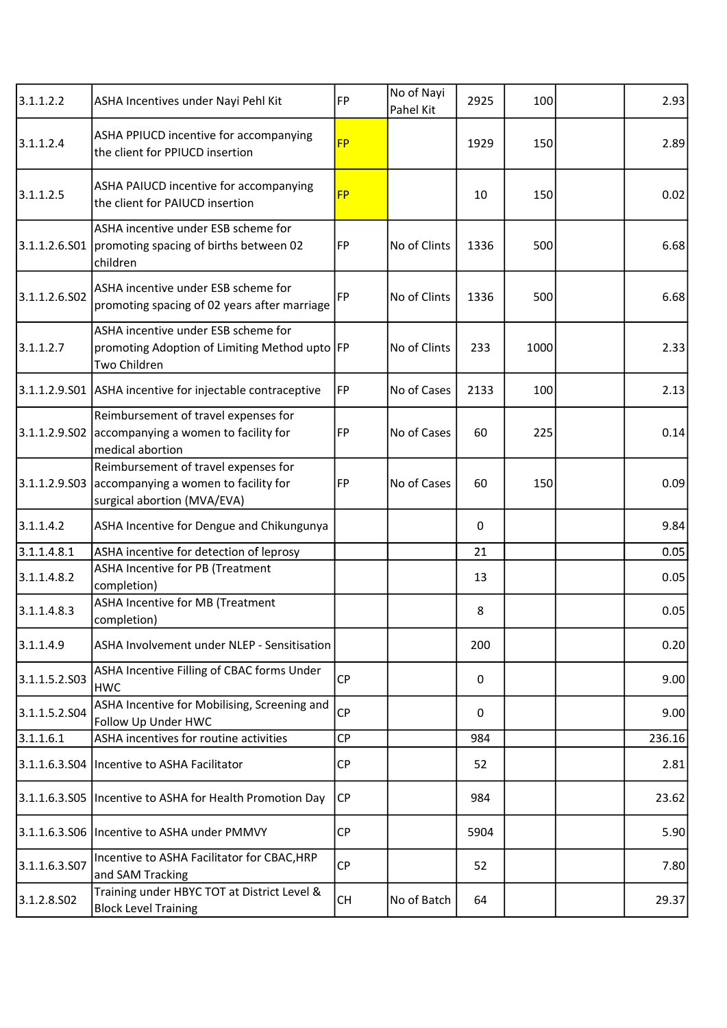| | | | | | | | |
|---|---|---|---|---|---|---|---|
| 3.1.1.2.2 | ASHA Incentives under Nayi Pehl Kit | FP | No of Nayi Pahel Kit | 2925 | 100 | | 2.93 |
| 3.1.1.2.4 | ASHA PPIUCD incentive for accompanying the client for PPIUCD insertion | FP | | 1929 | 150 | | 2.89 |
| 3.1.1.2.5 | ASHA PAIUCD incentive for accompanying the client for PAIUCD insertion | FP | | 10 | 150 | | 0.02 |
| 3.1.1.2.6.S01 | ASHA incentive under ESB scheme for promoting spacing of births between 02 children | FP | No of Clints | 1336 | 500 | | 6.68 |
| 3.1.1.2.6.S02 | ASHA incentive under ESB scheme for promoting spacing of 02 years after marriage | FP | No of Clints | 1336 | 500 | | 6.68 |
| 3.1.1.2.7 | ASHA incentive under ESB scheme for promoting Adoption of Limiting Method upto Two Children | FP | No of Clints | 233 | 1000 | | 2.33 |
| 3.1.1.2.9.S01 | ASHA incentive for injectable contraceptive | FP | No of Cases | 2133 | 100 | | 2.13 |
| 3.1.1.2.9.S02 | Reimbursement of travel expenses for accompanying a women to facility for medical abortion | FP | No of Cases | 60 | 225 | | 0.14 |
| 3.1.1.2.9.S03 | Reimbursement of travel expenses for accompanying a women to facility for surgical abortion (MVA/EVA) | FP | No of Cases | 60 | 150 | | 0.09 |
| 3.1.1.4.2 | ASHA Incentive for Dengue and Chikungunya | | | 0 | | | 9.84 |
| 3.1.1.4.8.1 | ASHA incentive for detection of leprosy | | | 21 | | | 0.05 |
| 3.1.1.4.8.2 | ASHA Incentive for PB (Treatment completion) | | | 13 | | | 0.05 |
| 3.1.1.4.8.3 | ASHA Incentive for MB (Treatment completion) | | | 8 | | | 0.05 |
| 3.1.1.4.9 | ASHA Involvement under NLEP - Sensitisation | | | 200 | | | 0.20 |
| 3.1.1.5.2.S03 | ASHA Incentive Filling of CBAC forms Under HWC | CP | | 0 | | | 9.00 |
| 3.1.1.5.2.S04 | ASHA Incentive for Mobilising, Screening and Follow Up Under HWC | CP | | 0 | | | 9.00 |
| 3.1.1.6.1 | ASHA incentives for routine activities | CP | | 984 | | | 236.16 |
| 3.1.1.6.3.S04 | Incentive to ASHA Facilitator | CP | | 52 | | | 2.81 |
| 3.1.1.6.3.S05 | Incentive to ASHA for Health Promotion Day | CP | | 984 | | | 23.62 |
| 3.1.1.6.3.S06 | Incentive to ASHA under PMMVY | CP | | 5904 | | | 5.90 |
| 3.1.1.6.3.S07 | Incentive to ASHA Facilitator for CBAC,HRP and SAM Tracking | CP | | 52 | | | 7.80 |
| 3.1.2.8.S02 | Training under HBYC TOT at District Level & Block Level Training | CH | No of Batch | 64 | | | 29.37 |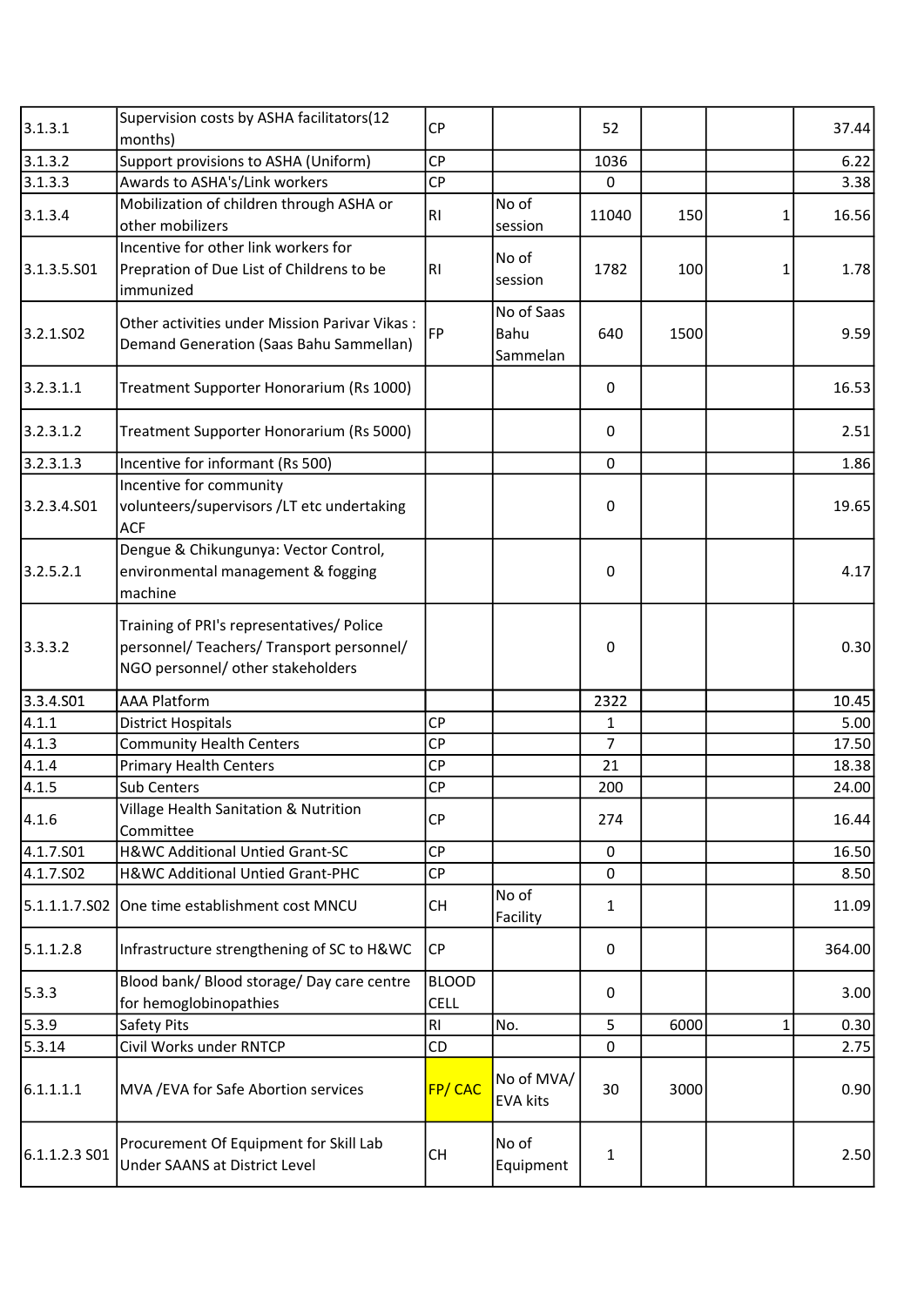| | | | | | | | |
|---|---|---|---|---|---|---|---|
| 3.1.3.1 | Supervision costs by ASHA facilitators(12 months) | CP | | 52 | | | 37.44 |
| 3.1.3.2 | Support provisions to ASHA (Uniform) | CP | | 1036 | | | 6.22 |
| 3.1.3.3 | Awards to ASHA's/Link workers | CP | | 0 | | | 3.38 |
| 3.1.3.4 | Mobilization of children through ASHA or other mobilizers | RI | No of session | 11040 | 150 | 1 | 16.56 |
| 3.1.3.5.S01 | Incentive for other link workers for Prepration of Due List of Childrens to be immunized | RI | No of session | 1782 | 100 | 1 | 1.78 |
| 3.2.1.S02 | Other activities under Mission Parivar Vikas : Demand Generation (Saas Bahu Sammellan) | FP | No of Saas Bahu Sammelan | 640 | 1500 | | 9.59 |
| 3.2.3.1.1 | Treatment Supporter Honorarium (Rs 1000) | | | 0 | | | 16.53 |
| 3.2.3.1.2 | Treatment Supporter Honorarium (Rs 5000) | | | 0 | | | 2.51 |
| 3.2.3.1.3 | Incentive for informant (Rs 500) | | | 0 | | | 1.86 |
| 3.2.3.4.S01 | Incentive for community volunteers/supervisors /LT etc undertaking ACF | | | 0 | | | 19.65 |
| 3.2.5.2.1 | Dengue & Chikungunya: Vector Control, environmental management & fogging machine | | | 0 | | | 4.17 |
| 3.3.3.2 | Training of PRI's representatives/ Police personnel/ Teachers/ Transport personnel/ NGO personnel/ other stakeholders | | | 0 | | | 0.30 |
| 3.3.4.S01 | AAA Platform | | | 2322 | | | 10.45 |
| 4.1.1 | District Hospitals | CP | | 1 | | | 5.00 |
| 4.1.3 | Community Health Centers | CP | | 7 | | | 17.50 |
| 4.1.4 | Primary Health Centers | CP | | 21 | | | 18.38 |
| 4.1.5 | Sub Centers | CP | | 200 | | | 24.00 |
| 4.1.6 | Village Health Sanitation & Nutrition Committee | CP | | 274 | | | 16.44 |
| 4.1.7.S01 | H&WC Additional Untied Grant-SC | CP | | 0 | | | 16.50 |
| 4.1.7.S02 | H&WC Additional Untied Grant-PHC | CP | | 0 | | | 8.50 |
| 5.1.1.1.7.S02 | One time establishment cost MNCU | CH | No of Facility | 1 | | | 11.09 |
| 5.1.1.2.8 | Infrastructure strengthening of SC to H&WC | CP | | 0 | | | 364.00 |
| 5.3.3 | Blood bank/ Blood storage/ Day care centre for hemoglobinopathies | BLOOD CELL | | 0 | | | 3.00 |
| 5.3.9 | Safety Pits | RI | No. | 5 | 6000 | 1 | 0.30 |
| 5.3.14 | Civil Works under RNTCP | CD | | 0 | | | 2.75 |
| 6.1.1.1.1 | MVA /EVA for Safe Abortion services | FP/ CAC | No of MVA/ EVA kits | 30 | 3000 | | 0.90 |
| 6.1.1.2.3 S01 | Procurement Of Equipment for Skill Lab Under SAANS at District Level | CH | No of Equipment | 1 | | | 2.50 |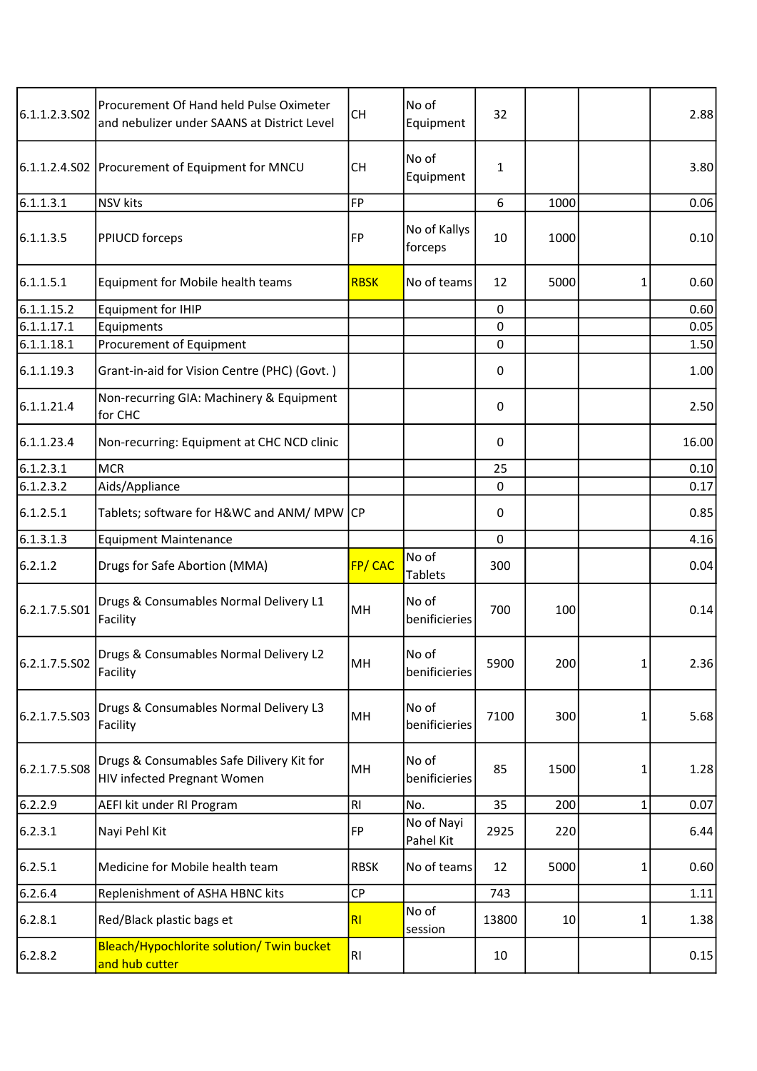| | | | | | | | |
|---|---|---|---|---|---|---|---|
| 6.1.1.2.3.S02 | Procurement Of Hand held Pulse Oximeter and nebulizer under SAANS at District Level | CH | No of Equipment | 32 | | | 2.88 |
| 6.1.1.2.4.S02 | Procurement of Equipment for MNCU | CH | No of Equipment | 1 | | | 3.80 |
| 6.1.1.3.1 | NSV kits | FP | | 6 | 1000 | | 0.06 |
| 6.1.1.3.5 | PPIUCD forceps | FP | No of Kallys forceps | 10 | 1000 | | 0.10 |
| 6.1.1.5.1 | Equipment for Mobile health teams | RBSK | No of teams | 12 | 5000 | 1 | 0.60 |
| 6.1.1.15.2 | Equipment for IHIP | | | 0 | | | 0.60 |
| 6.1.1.17.1 | Equipments | | | 0 | | | 0.05 |
| 6.1.1.18.1 | Procurement of Equipment | | | 0 | | | 1.50 |
| 6.1.1.19.3 | Grant-in-aid for Vision Centre (PHC) (Govt. ) | | | 0 | | | 1.00 |
| 6.1.1.21.4 | Non-recurring GIA: Machinery & Equipment for CHC | | | 0 | | | 2.50 |
| 6.1.1.23.4 | Non-recurring: Equipment at CHC NCD clinic | | | 0 | | | 16.00 |
| 6.1.2.3.1 | MCR | | | 25 | | | 0.10 |
| 6.1.2.3.2 | Aids/Appliance | | | 0 | | | 0.17 |
| 6.1.2.5.1 | Tablets; software for H&WC and ANM/ MPW | CP | | 0 | | | 0.85 |
| 6.1.3.1.3 | Equipment Maintenance | | | 0 | | | 4.16 |
| 6.2.1.2 | Drugs for Safe Abortion (MMA) | FP/ CAC | No of Tablets | 300 | | | 0.04 |
| 6.2.1.7.5.S01 | Drugs & Consumables Normal Delivery L1 Facility | MH | No of benificieries | 700 | 100 | | 0.14 |
| 6.2.1.7.5.S02 | Drugs & Consumables Normal Delivery L2 Facility | MH | No of benificieries | 5900 | 200 | 1 | 2.36 |
| 6.2.1.7.5.S03 | Drugs & Consumables Normal Delivery L3 Facility | MH | No of benificieries | 7100 | 300 | 1 | 5.68 |
| 6.2.1.7.5.S08 | Drugs & Consumables Safe Dilivery Kit for HIV infected Pregnant Women | MH | No of benificieries | 85 | 1500 | 1 | 1.28 |
| 6.2.2.9 | AEFI kit under RI Program | RI | No. | 35 | 200 | 1 | 0.07 |
| 6.2.3.1 | Nayi Pehl Kit | FP | No of Nayi Pahel Kit | 2925 | 220 | | 6.44 |
| 6.2.5.1 | Medicine for Mobile health team | RBSK | No of teams | 12 | 5000 | 1 | 0.60 |
| 6.2.6.4 | Replenishment of ASHA HBNC kits | CP | | 743 | | | 1.11 |
| 6.2.8.1 | Red/Black plastic bags et | RI | No of session | 13800 | 10 | 1 | 1.38 |
| 6.2.8.2 | Bleach/Hypochlorite solution/ Twin bucket and hub cutter | RI | | 10 | | | 0.15 |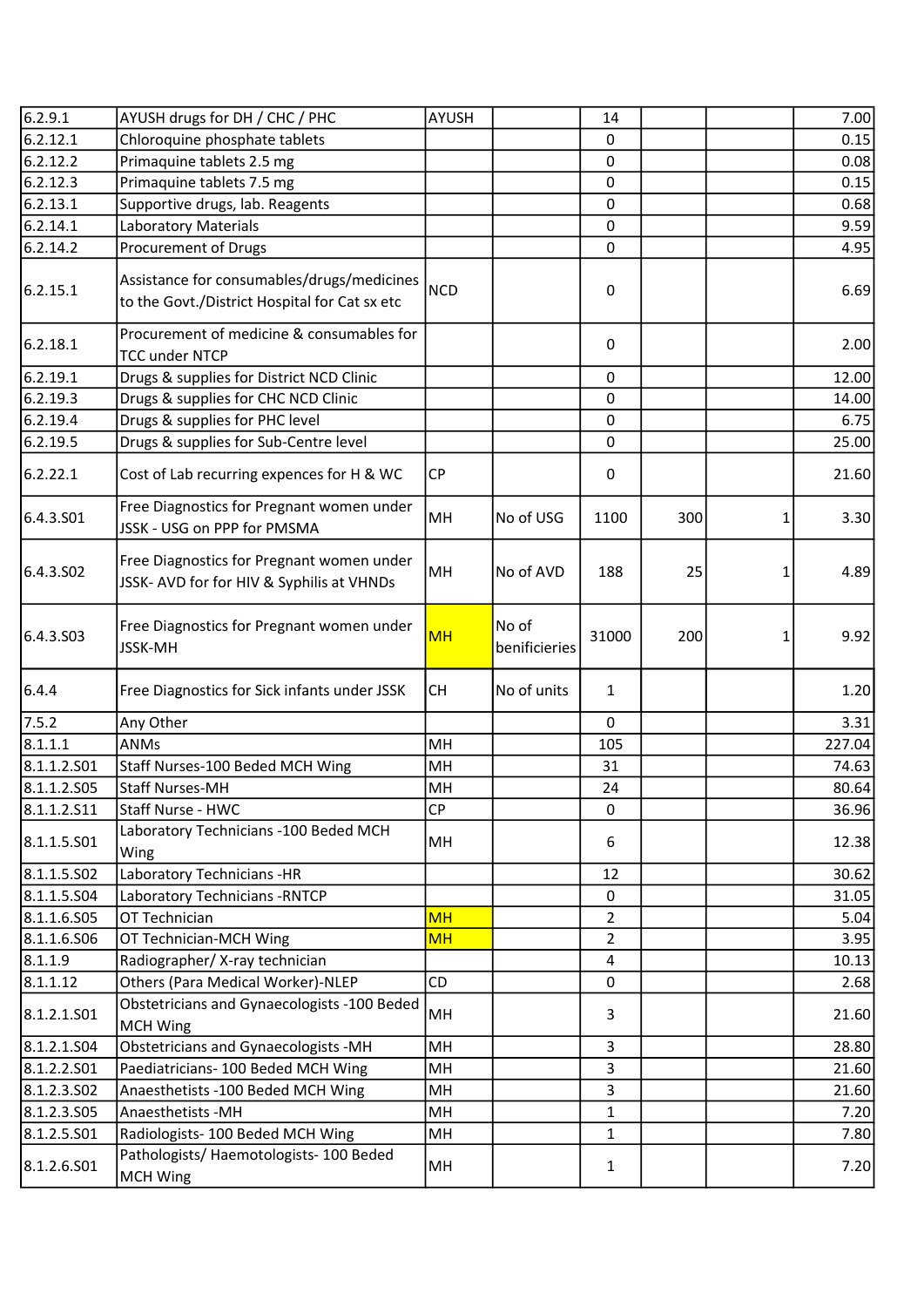| | | | | | | | |
|---|---|---|---|---|---|---|---|
| 6.2.9.1 | AYUSH drugs for DH / CHC / PHC | AYUSH | | 14 | | | 7.00 |
| 6.2.12.1 | Chloroquine phosphate tablets | | | 0 | | | 0.15 |
| 6.2.12.2 | Primaquine tablets 2.5 mg | | | 0 | | | 0.08 |
| 6.2.12.3 | Primaquine tablets 7.5 mg | | | 0 | | | 0.15 |
| 6.2.13.1 | Supportive drugs, lab. Reagents | | | 0 | | | 0.68 |
| 6.2.14.1 | Laboratory Materials | | | 0 | | | 9.59 |
| 6.2.14.2 | Procurement of Drugs | | | 0 | | | 4.95 |
| 6.2.15.1 | Assistance for consumables/drugs/medicines to the Govt./District Hospital for Cat sx etc | NCD | | 0 | | | 6.69 |
| 6.2.18.1 | Procurement of medicine & consumables for TCC under NTCP | | | 0 | | | 2.00 |
| 6.2.19.1 | Drugs & supplies for District NCD Clinic | | | 0 | | | 12.00 |
| 6.2.19.3 | Drugs & supplies for CHC NCD Clinic | | | 0 | | | 14.00 |
| 6.2.19.4 | Drugs & supplies for PHC level | | | 0 | | | 6.75 |
| 6.2.19.5 | Drugs & supplies for Sub-Centre level | | | 0 | | | 25.00 |
| 6.2.22.1 | Cost of Lab recurring expences for H & WC | CP | | 0 | | | 21.60 |
| 6.4.3.S01 | Free Diagnostics for Pregnant women under JSSK - USG on PPP for PMSMA | MH | No of USG | 1100 | 300 | 1 | 3.30 |
| 6.4.3.S02 | Free Diagnostics for Pregnant women under JSSK- AVD for for HIV & Syphilis at VHNDs | MH | No of AVD | 188 | 25 | 1 | 4.89 |
| 6.4.3.S03 | Free Diagnostics for Pregnant women under JSSK-MH | MH | No of benificieries | 31000 | 200 | 1 | 9.92 |
| 6.4.4 | Free Diagnostics for Sick infants under JSSK | CH | No of units | 1 | | | 1.20 |
| 7.5.2 | Any Other | | | 0 | | | 3.31 |
| 8.1.1.1 | ANMs | MH | | 105 | | | 227.04 |
| 8.1.1.2.S01 | Staff Nurses-100 Beded MCH Wing | MH | | 31 | | | 74.63 |
| 8.1.1.2.S05 | Staff Nurses-MH | MH | | 24 | | | 80.64 |
| 8.1.1.2.S11 | Staff Nurse - HWC | CP | | 0 | | | 36.96 |
| 8.1.1.5.S01 | Laboratory Technicians -100 Beded MCH Wing | MH | | 6 | | | 12.38 |
| 8.1.1.5.S02 | Laboratory Technicians -HR | | | 12 | | | 30.62 |
| 8.1.1.5.S04 | Laboratory Technicians -RNTCP | | | 0 | | | 31.05 |
| 8.1.1.6.S05 | OT Technician | MH | | 2 | | | 5.04 |
| 8.1.1.6.S06 | OT Technician-MCH Wing | MH | | 2 | | | 3.95 |
| 8.1.1.9 | Radiographer/ X-ray technician | | | 4 | | | 10.13 |
| 8.1.1.12 | Others (Para Medical Worker)-NLEP | CD | | 0 | | | 2.68 |
| 8.1.2.1.S01 | Obstetricians and Gynaecologists -100 Beded MCH Wing | MH | | 3 | | | 21.60 |
| 8.1.2.1.S04 | Obstetricians and Gynaecologists -MH | MH | | 3 | | | 28.80 |
| 8.1.2.2.S01 | Paediatricians- 100 Beded MCH Wing | MH | | 3 | | | 21.60 |
| 8.1.2.3.S02 | Anaesthetists -100 Beded MCH Wing | MH | | 3 | | | 21.60 |
| 8.1.2.3.S05 | Anaesthetists -MH | MH | | 1 | | | 7.20 |
| 8.1.2.5.S01 | Radiologists- 100 Beded MCH Wing | MH | | 1 | | | 7.80 |
| 8.1.2.6.S01 | Pathologists/ Haemotologists- 100 Beded MCH Wing | MH | | 1 | | | 7.20 |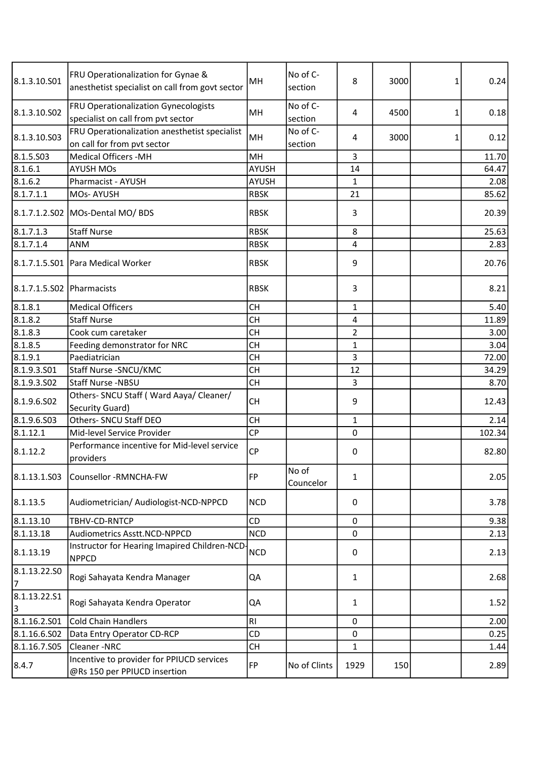| | | | | | | | |
|---|---|---|---|---|---|---|---|
| 8.1.3.10.S01 | FRU Operationalization for Gynae & anesthetist specialist on call from govt sector | MH | No of C-section | 8 | 3000 | 1 | 0.24 |
| 8.1.3.10.S02 | FRU Operationalization Gynecologists specialist on call from pvt sector | MH | No of C-section | 4 | 4500 | 1 | 0.18 |
| 8.1.3.10.S03 | FRU Operationalization anesthetist specialist on call for from pvt sector | MH | No of C-section | 4 | 3000 | 1 | 0.12 |
| 8.1.5.S03 | Medical Officers -MH | MH | | 3 | | | 11.70 |
| 8.1.6.1 | AYUSH MOs | AYUSH | | 14 | | | 64.47 |
| 8.1.6.2 | Pharmacist - AYUSH | AYUSH | | 1 | | | 2.08 |
| 8.1.7.1.1 | MOs- AYUSH | RBSK | | 21 | | | 85.62 |
| 8.1.7.1.2.S02 | MOs-Dental MO/ BDS | RBSK | | 3 | | | 20.39 |
| 8.1.7.1.3 | Staff Nurse | RBSK | | 8 | | | 25.63 |
| 8.1.7.1.4 | ANM | RBSK | | 4 | | | 2.83 |
| 8.1.7.1.5.S01 | Para Medical Worker | RBSK | | 9 | | | 20.76 |
| 8.1.7.1.5.S02 | Pharmacists | RBSK | | 3 | | | 8.21 |
| 8.1.8.1 | Medical Officers | CH | | 1 | | | 5.40 |
| 8.1.8.2 | Staff Nurse | CH | | 4 | | | 11.89 |
| 8.1.8.3 | Cook cum caretaker | CH | | 2 | | | 3.00 |
| 8.1.8.5 | Feeding demonstrator for NRC | CH | | 1 | | | 3.04 |
| 8.1.9.1 | Paediatrician | CH | | 3 | | | 72.00 |
| 8.1.9.3.S01 | Staff Nurse -SNCU/KMC | CH | | 12 | | | 34.29 |
| 8.1.9.3.S02 | Staff Nurse -NBSU | CH | | 3 | | | 8.70 |
| 8.1.9.6.S02 | Others- SNCU Staff ( Ward Aaya/ Cleaner/ Security Guard) | CH | | 9 | | | 12.43 |
| 8.1.9.6.S03 | Others- SNCU Staff DEO | CH | | 1 | | | 2.14 |
| 8.1.12.1 | Mid-level Service Provider | CP | | 0 | | | 102.34 |
| 8.1.12.2 | Performance incentive for Mid-level service providers | CP | | 0 | | | 82.80 |
| 8.1.13.1.S03 | Counsellor -RMNCHA-FW | FP | No of Councelor | 1 | | | 2.05 |
| 8.1.13.5 | Audiometrician/ Audiologist-NCD-NPPCD | NCD | | 0 | | | 3.78 |
| 8.1.13.10 | TBHV-CD-RNTCP | CD | | 0 | | | 9.38 |
| 8.1.13.18 | Audiometrics Asstt.NCD-NPPCD | NCD | | 0 | | | 2.13 |
| 8.1.13.19 | Instructor for Hearing Imapired Children-NCD-NPPCD | NCD | | 0 | | | 2.13 |
| 8.1.13.22.S07 | Rogi Sahayata Kendra Manager | QA | | 1 | | | 2.68 |
| 8.1.13.22.S13 | Rogi Sahayata Kendra Operator | QA | | 1 | | | 1.52 |
| 8.1.16.2.S01 | Cold Chain Handlers | RI | | 0 | | | 2.00 |
| 8.1.16.6.S02 | Data Entry Operator CD-RCP | CD | | 0 | | | 0.25 |
| 8.1.16.7.S05 | Cleaner -NRC | CH | | 1 | | | 1.44 |
| 8.4.7 | Incentive to provider for PPIUCD services @Rs 150 per PPIUCD insertion | FP | No of Clints | 1929 | 150 | | 2.89 |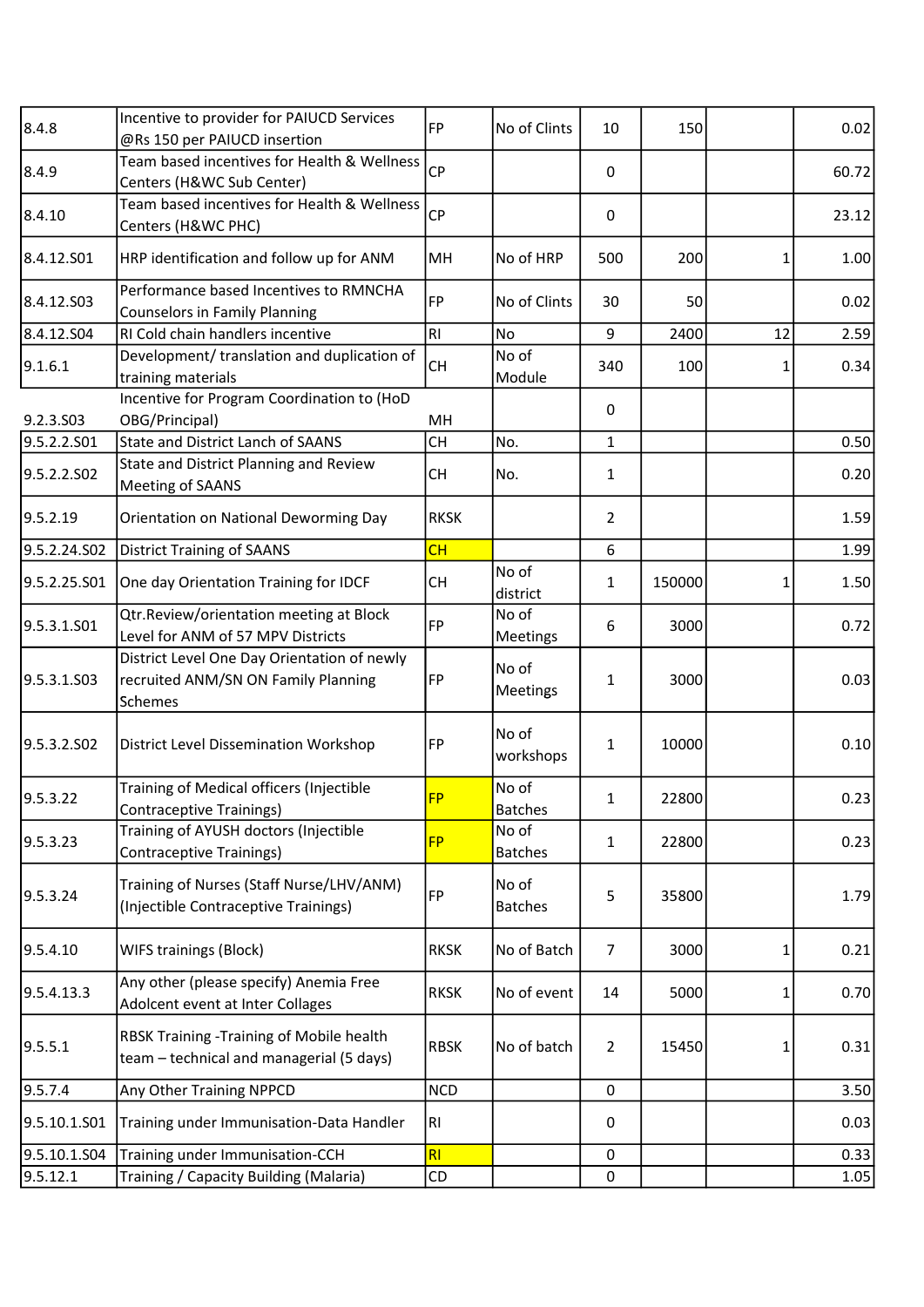| | | | | | | | |
|---|---|---|---|---|---|---|---|
| 8.4.8 | Incentive to provider for PAIUCD Services @Rs 150 per PAIUCD insertion | FP | No of Clints | 10 | 150 | | 0.02 |
| 8.4.9 | Team based incentives for Health & Wellness Centers (H&WC Sub Center) | CP | | 0 | | | 60.72 |
| 8.4.10 | Team based incentives for Health & Wellness Centers (H&WC PHC) | CP | | 0 | | | 23.12 |
| 8.4.12.S01 | HRP identification and follow up for ANM | MH | No of HRP | 500 | 200 | 1 | 1.00 |
| 8.4.12.S03 | Performance based Incentives to RMNCHA Counselors in Family Planning | FP | No of Clints | 30 | 50 | | 0.02 |
| 8.4.12.S04 | RI Cold chain handlers incentive | RI | No | 9 | 2400 | 12 | 2.59 |
| 9.1.6.1 | Development/ translation and duplication of training materials | CH | No of Module | 340 | 100 | 1 | 0.34 |
| 9.2.3.S03 | Incentive for Program Coordination to (HoD OBG/Principal) | MH | | 0 | | | |
| 9.5.2.2.S01 | State and District Lanch of SAANS | CH | No. | 1 | | | 0.50 |
| 9.5.2.2.S02 | State and District Planning and Review Meeting of SAANS | CH | No. | 1 | | | 0.20 |
| 9.5.2.19 | Orientation on National Deworming Day | RKSK | | 2 | | | 1.59 |
| 9.5.2.24.S02 | District Training of SAANS | CH | | 6 | | | 1.99 |
| 9.5.2.25.S01 | One day Orientation Training for IDCF | CH | No of district | 1 | 150000 | 1 | 1.50 |
| 9.5.3.1.S01 | Qtr.Review/orientation meeting at Block Level for ANM of 57 MPV Districts | FP | No of Meetings | 6 | 3000 | | 0.72 |
| 9.5.3.1.S03 | District Level One Day Orientation of newly recruited ANM/SN ON Family Planning Schemes | FP | No of Meetings | 1 | 3000 | | 0.03 |
| 9.5.3.2.S02 | District Level Dissemination Workshop | FP | No of workshops | 1 | 10000 | | 0.10 |
| 9.5.3.22 | Training of Medical officers (Injectible Contraceptive Trainings) | FP | No of Batches | 1 | 22800 | | 0.23 |
| 9.5.3.23 | Training of AYUSH doctors (Injectible Contraceptive Trainings) | FP | No of Batches | 1 | 22800 | | 0.23 |
| 9.5.3.24 | Training of Nurses (Staff Nurse/LHV/ANM) (Injectible Contraceptive Trainings) | FP | No of Batches | 5 | 35800 | | 1.79 |
| 9.5.4.10 | WIFS trainings (Block) | RKSK | No of Batch | 7 | 3000 | 1 | 0.21 |
| 9.5.4.13.3 | Any other (please specify) Anemia Free Adolcent event at Inter Collages | RKSK | No of event | 14 | 5000 | 1 | 0.70 |
| 9.5.5.1 | RBSK Training -Training of Mobile health team – technical and managerial (5 days) | RBSK | No of batch | 2 | 15450 | 1 | 0.31 |
| 9.5.7.4 | Any Other Training NPPCD | NCD | | 0 | | | 3.50 |
| 9.5.10.1.S01 | Training under Immunisation-Data Handler | RI | | 0 | | | 0.03 |
| 9.5.10.1.S04 | Training under Immunisation-CCH | RI | | 0 | | | 0.33 |
| 9.5.12.1 | Training / Capacity Building (Malaria) | CD | | 0 | | | 1.05 |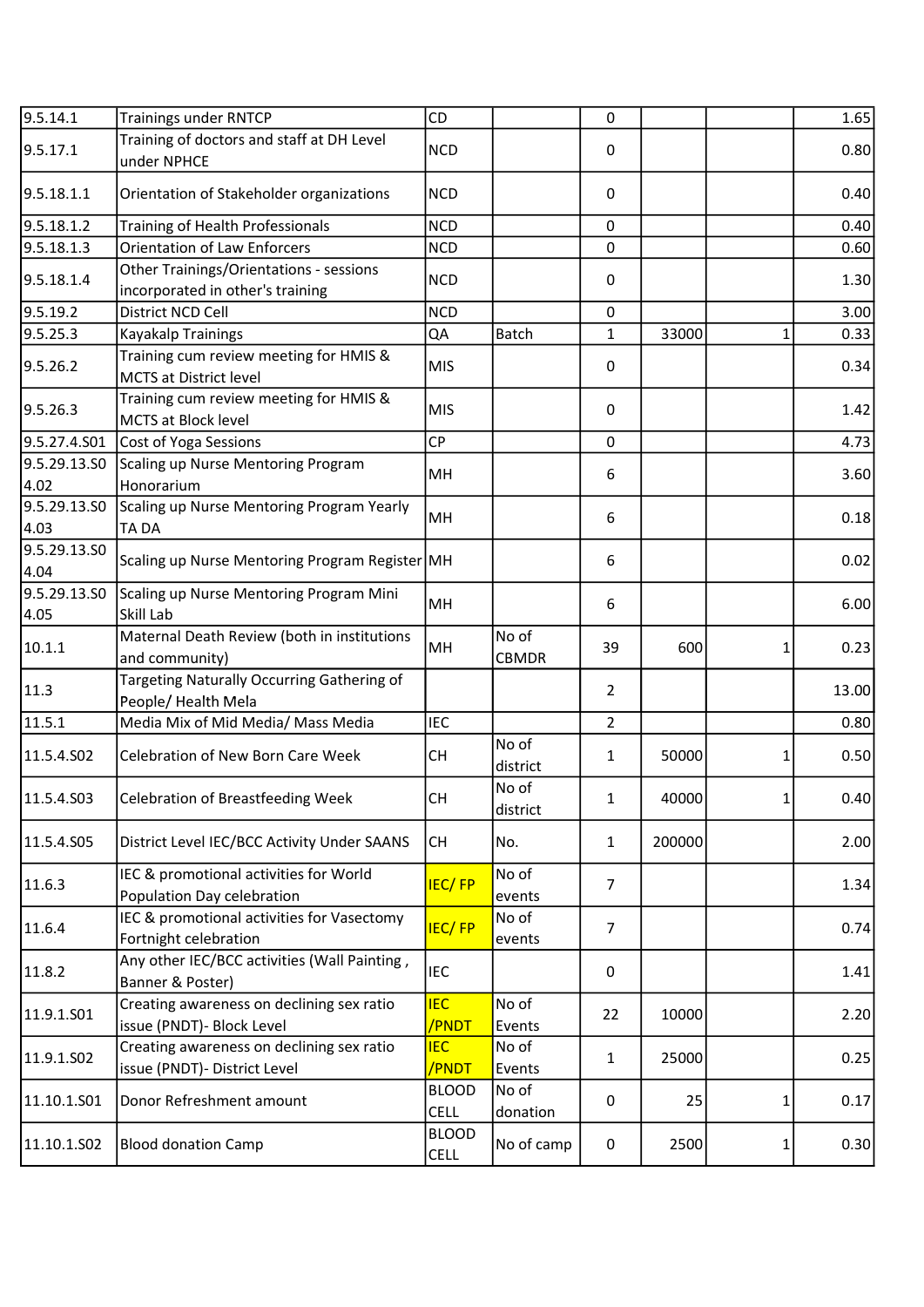| | | | | | | | |
|---|---|---|---|---|---|---|---|
| 9.5.14.1 | Trainings under RNTCP | CD | | 0 | | | 1.65 |
| 9.5.17.1 | Training of doctors and staff at DH Level under NPHCE | NCD | | 0 | | | 0.80 |
| 9.5.18.1.1 | Orientation of Stakeholder organizations | NCD | | 0 | | | 0.40 |
| 9.5.18.1.2 | Training of Health Professionals | NCD | | 0 | | | 0.40 |
| 9.5.18.1.3 | Orientation of Law Enforcers | NCD | | 0 | | | 0.60 |
| 9.5.18.1.4 | Other Trainings/Orientations - sessions incorporated in other's training | NCD | | 0 | | | 1.30 |
| 9.5.19.2 | District NCD Cell | NCD | | 0 | | | 3.00 |
| 9.5.25.3 | Kayakalp Trainings | QA | Batch | 1 | 33000 | 1 | 0.33 |
| 9.5.26.2 | Training cum review meeting for HMIS & MCTS at District level | MIS | | 0 | | | 0.34 |
| 9.5.26.3 | Training cum review meeting for HMIS & MCTS at Block level | MIS | | 0 | | | 1.42 |
| 9.5.27.4.S01 | Cost of Yoga Sessions | CP | | 0 | | | 4.73 |
| 9.5.29.13.S04.02 | Scaling up Nurse Mentoring Program Honorarium | MH | | 6 | | | 3.60 |
| 9.5.29.13.S04.03 | Scaling up Nurse Mentoring Program Yearly TA DA | MH | | 6 | | | 0.18 |
| 9.5.29.13.S04.04 | Scaling up Nurse Mentoring Program Register | MH | | 6 | | | 0.02 |
| 9.5.29.13.S04.05 | Scaling up Nurse Mentoring Program Mini Skill Lab | MH | | 6 | | | 6.00 |
| 10.1.1 | Maternal Death Review (both in institutions and community) | MH | No of CBMDR | 39 | 600 | 1 | 0.23 |
| 11.3 | Targeting Naturally Occurring Gathering of People/ Health Mela | | | 2 | | | 13.00 |
| 11.5.1 | Media Mix of Mid Media/ Mass Media | IEC | | 2 | | | 0.80 |
| 11.5.4.S02 | Celebration of New Born Care Week | CH | No of district | 1 | 50000 | 1 | 0.50 |
| 11.5.4.S03 | Celebration of Breastfeeding Week | CH | No of district | 1 | 40000 | 1 | 0.40 |
| 11.5.4.S05 | District Level IEC/BCC Activity Under SAANS | CH | No. | 1 | 200000 | | 2.00 |
| 11.6.3 | IEC & promotional activities for World Population Day celebration | IEC/ FP | No of events | 7 | | | 1.34 |
| 11.6.4 | IEC & promotional activities for Vasectomy Fortnight celebration | IEC/ FP | No of events | 7 | | | 0.74 |
| 11.8.2 | Any other IEC/BCC activities (Wall Painting , Banner & Poster) | IEC | | 0 | | | 1.41 |
| 11.9.1.S01 | Creating awareness on declining sex ratio issue (PNDT)- Block Level | IEC /PNDT | No of Events | 22 | 10000 | | 2.20 |
| 11.9.1.S02 | Creating awareness on declining sex ratio issue (PNDT)- District Level | IEC /PNDT | No of Events | 1 | 25000 | | 0.25 |
| 11.10.1.S01 | Donor Refreshment amount | BLOOD CELL | No of donation | 0 | 25 | 1 | 0.17 |
| 11.10.1.S02 | Blood donation Camp | BLOOD CELL | No of camp | 0 | 2500 | 1 | 0.30 |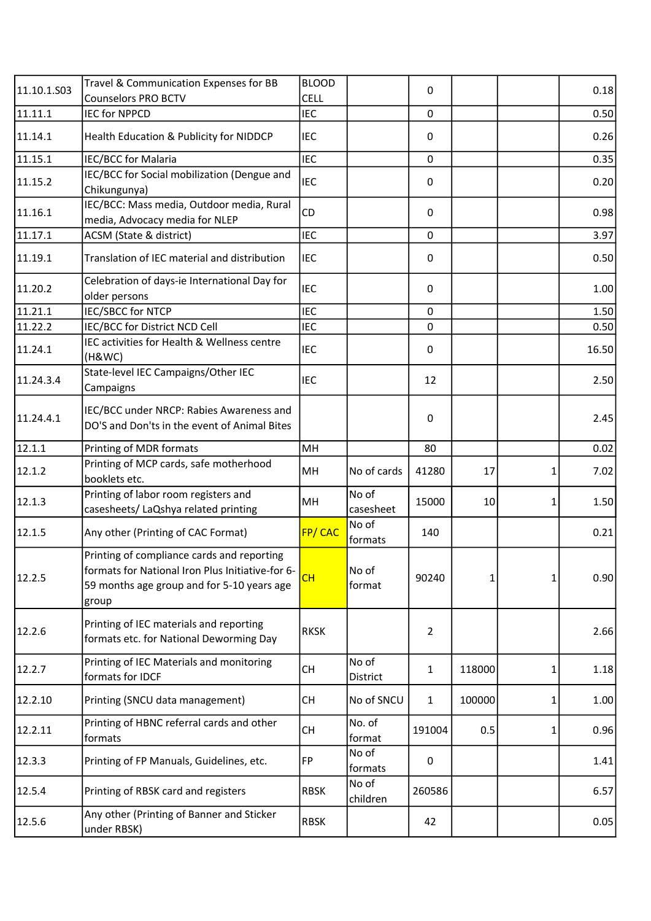| | | | | | | | |
|---|---|---|---|---|---|---|---|
| 11.10.1.S03 | Travel & Communication Expenses for BB Counselors PRO BCTV | BLOOD CELL | | 0 | | | 0.18 |
| 11.11.1 | IEC for NPPCD | IEC | | 0 | | | 0.50 |
| 11.14.1 | Health Education & Publicity for NIDDCP | IEC | | 0 | | | 0.26 |
| 11.15.1 | IEC/BCC for Malaria | IEC | | 0 | | | 0.35 |
| 11.15.2 | IEC/BCC for Social mobilization (Dengue and Chikungunya) | IEC | | 0 | | | 0.20 |
| 11.16.1 | IEC/BCC: Mass media, Outdoor media, Rural media, Advocacy media for NLEP | CD | | 0 | | | 0.98 |
| 11.17.1 | ACSM (State & district) | IEC | | 0 | | | 3.97 |
| 11.19.1 | Translation of IEC material and distribution | IEC | | 0 | | | 0.50 |
| 11.20.2 | Celebration of days-ie International Day for older persons | IEC | | 0 | | | 1.00 |
| 11.21.1 | IEC/SBCC for NTCP | IEC | | 0 | | | 1.50 |
| 11.22.2 | IEC/BCC for District NCD Cell | IEC | | 0 | | | 0.50 |
| 11.24.1 | IEC activities for Health & Wellness centre (H&WC) | IEC | | 0 | | | 16.50 |
| 11.24.3.4 | State-level IEC Campaigns/Other IEC Campaigns | IEC | | 12 | | | 2.50 |
| 11.24.4.1 | IEC/BCC under NRCP: Rabies Awareness and DO'S and Don'ts in the event of Animal Bites | | | 0 | | | 2.45 |
| 12.1.1 | Printing of MDR formats | MH | | 80 | | | 0.02 |
| 12.1.2 | Printing of MCP cards, safe motherhood booklets etc. | MH | No of cards | 41280 | 17 | 1 | 7.02 |
| 12.1.3 | Printing of labor room registers and casesheets/ LaQshya related printing | MH | No of casesheet | 15000 | 10 | 1 | 1.50 |
| 12.1.5 | Any other (Printing of CAC Format) | FP/ CAC | No of formats | 140 | | | 0.21 |
| 12.2.5 | Printing of compliance cards and reporting formats for National Iron Plus Initiative-for 6-59 months age group and for 5-10 years age group | CH | No of format | 90240 | 1 | 1 | 0.90 |
| 12.2.6 | Printing of IEC materials and reporting formats etc. for National Deworming Day | RKSK | | 2 | | | 2.66 |
| 12.2.7 | Printing of IEC Materials and monitoring formats for IDCF | CH | No of District | 1 | 118000 | 1 | 1.18 |
| 12.2.10 | Printing (SNCU data management) | CH | No of SNCU | 1 | 100000 | 1 | 1.00 |
| 12.2.11 | Printing of HBNC referral cards and other formats | CH | No. of format | 191004 | 0.5 | 1 | 0.96 |
| 12.3.3 | Printing of FP Manuals, Guidelines, etc. | FP | No of formats | 0 | | | 1.41 |
| 12.5.4 | Printing of RBSK card and registers | RBSK | No of children | 260586 | | | 6.57 |
| 12.5.6 | Any other (Printing of Banner and Sticker under RBSK) | RBSK | | 42 | | | 0.05 |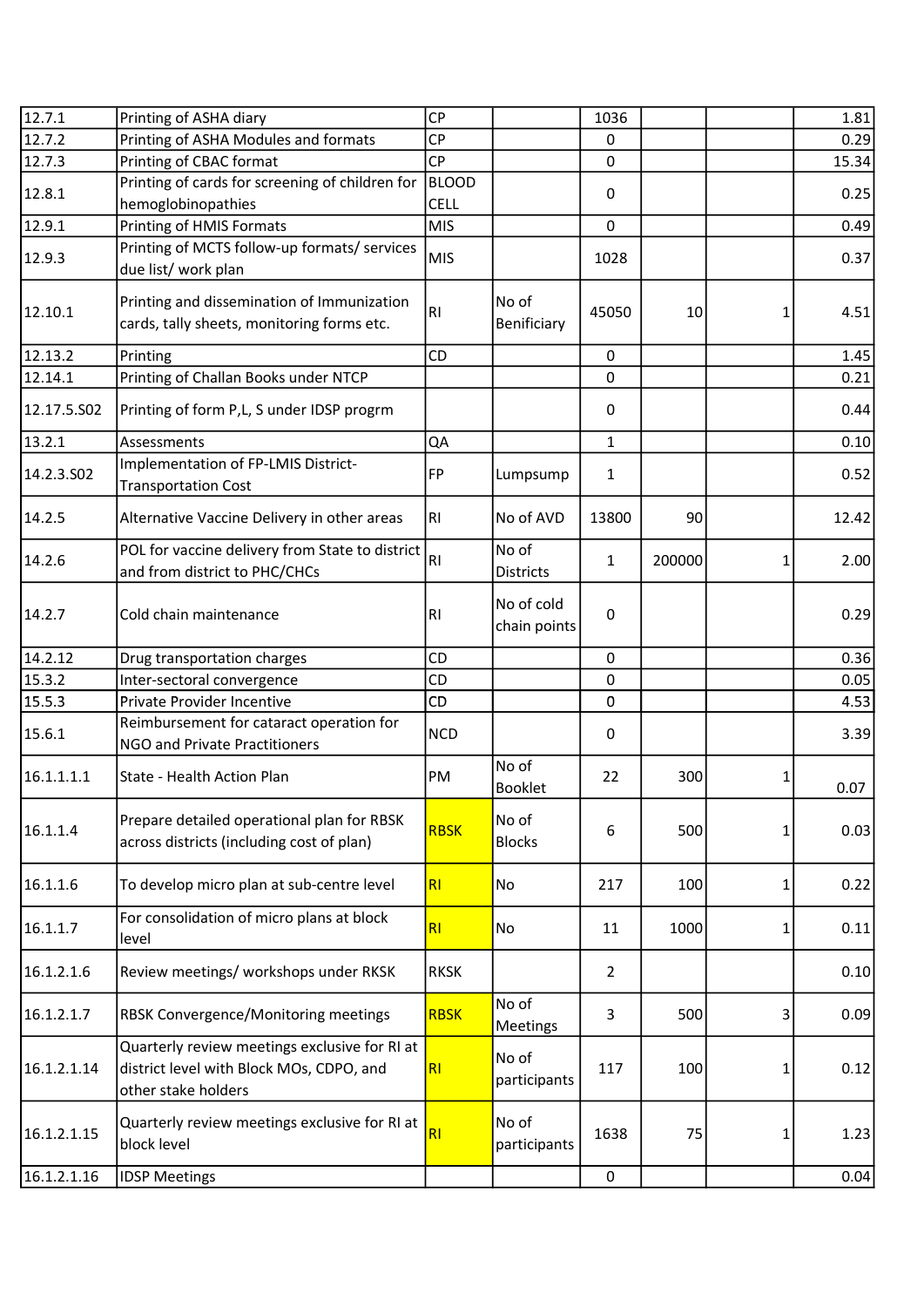| | | | | | | | |
|---|---|---|---|---|---|---|---|
| 12.7.1 | Printing of ASHA diary | CP | | 1036 | | | 1.81 |
| 12.7.2 | Printing of ASHA Modules and formats | CP | | 0 | | | 0.29 |
| 12.7.3 | Printing of CBAC format | CP | | 0 | | | 15.34 |
| 12.8.1 | Printing of cards for screening of children for hemoglobinopathies | BLOOD CELL | | 0 | | | 0.25 |
| 12.9.1 | Printing of HMIS Formats | MIS | | 0 | | | 0.49 |
| 12.9.3 | Printing of MCTS follow-up formats/ services due list/ work plan | MIS | | 1028 | | | 0.37 |
| 12.10.1 | Printing and dissemination of Immunization cards, tally sheets, monitoring forms etc. | RI | No of Benificiary | 45050 | 10 | 1 | 4.51 |
| 12.13.2 | Printing | CD | | 0 | | | 1.45 |
| 12.14.1 | Printing of Challan Books under NTCP | | | 0 | | | 0.21 |
| 12.17.5.S02 | Printing of form P,L, S under IDSP progrm | | | 0 | | | 0.44 |
| 13.2.1 | Assessments | QA | | 1 | | | 0.10 |
| 14.2.3.S02 | Implementation of FP-LMIS District-Transportation Cost | FP | Lumpsump | 1 | | | 0.52 |
| 14.2.5 | Alternative Vaccine Delivery in other areas | RI | No of AVD | 13800 | 90 | | 12.42 |
| 14.2.6 | POL for vaccine delivery from State to district and from district to PHC/CHCs | RI | No of Districts | 1 | 200000 | 1 | 2.00 |
| 14.2.7 | Cold chain maintenance | RI | No of cold chain points | 0 | | | 0.29 |
| 14.2.12 | Drug transportation charges | CD | | 0 | | | 0.36 |
| 15.3.2 | Inter-sectoral convergence | CD | | 0 | | | 0.05 |
| 15.5.3 | Private Provider Incentive | CD | | 0 | | | 4.53 |
| 15.6.1 | Reimbursement for cataract operation for NGO and Private Practitioners | NCD | | 0 | | | 3.39 |
| 16.1.1.1.1 | State - Health Action Plan | PM | No of Booklet | 22 | 300 | 1 | 0.07 |
| 16.1.1.4 | Prepare detailed operational plan for RBSK across districts (including cost of plan) | RBSK | No of Blocks | 6 | 500 | 1 | 0.03 |
| 16.1.1.6 | To develop micro plan at sub-centre level | RI | No | 217 | 100 | 1 | 0.22 |
| 16.1.1.7 | For consolidation of micro plans at block level | RI | No | 11 | 1000 | 1 | 0.11 |
| 16.1.2.1.6 | Review meetings/ workshops under RKSK | RKSK | | 2 | | | 0.10 |
| 16.1.2.1.7 | RBSK Convergence/Monitoring meetings | RBSK | No of Meetings | 3 | 500 | 3 | 0.09 |
| 16.1.2.1.14 | Quarterly review meetings exclusive for RI at district level with Block MOs, CDPO, and other stake holders | RI | No of participants | 117 | 100 | 1 | 0.12 |
| 16.1.2.1.15 | Quarterly review meetings exclusive for RI at block level | RI | No of participants | 1638 | 75 | 1 | 1.23 |
| 16.1.2.1.16 | IDSP Meetings | | | 0 | | | 0.04 |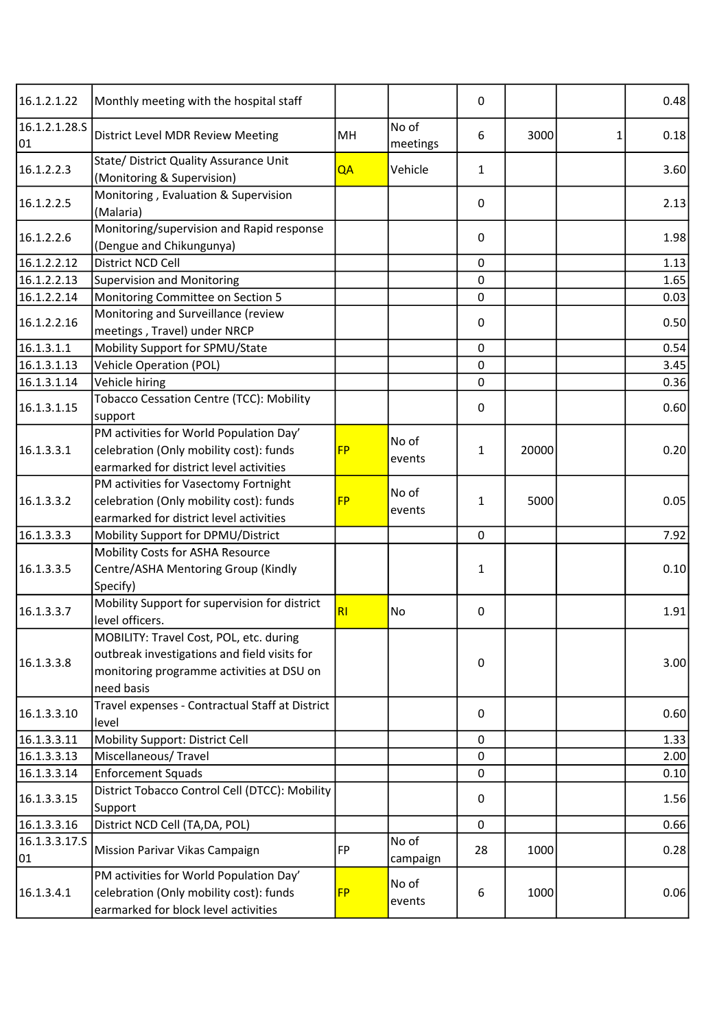| | | | | | | | |
|---|---|---|---|---|---|---|---|
| 16.1.2.1.22 | Monthly meeting with the hospital staff | | | 0 | | | 0.48 |
| 16.1.2.1.28.S01 | District Level MDR Review Meeting | MH | No of meetings | 6 | 3000 | 1 | 0.18 |
| 16.1.2.2.3 | State/ District Quality Assurance Unit (Monitoring & Supervision) | QA | Vehicle | 1 | | | 3.60 |
| 16.1.2.2.5 | Monitoring , Evaluation & Supervision (Malaria) | | | 0 | | | 2.13 |
| 16.1.2.2.6 | Monitoring/supervision and Rapid response (Dengue and Chikungunya) | | | 0 | | | 1.98 |
| 16.1.2.2.12 | District NCD Cell | | | 0 | | | 1.13 |
| 16.1.2.2.13 | Supervision and Monitoring | | | 0 | | | 1.65 |
| 16.1.2.2.14 | Monitoring Committee on Section 5 | | | 0 | | | 0.03 |
| 16.1.2.2.16 | Monitoring and Surveillance (review meetings , Travel) under NRCP | | | 0 | | | 0.50 |
| 16.1.3.1.1 | Mobility Support for SPMU/State | | | 0 | | | 0.54 |
| 16.1.3.1.13 | Vehicle Operation (POL) | | | 0 | | | 3.45 |
| 16.1.3.1.14 | Vehicle hiring | | | 0 | | | 0.36 |
| 16.1.3.1.15 | Tobacco Cessation Centre (TCC): Mobility support | | | 0 | | | 0.60 |
| 16.1.3.3.1 | PM activities for World Population Day' celebration (Only mobility cost): funds earmarked for district level activities | FP | No of events | 1 | 20000 | | 0.20 |
| 16.1.3.3.2 | PM activities for Vasectomy Fortnight celebration (Only mobility cost): funds earmarked for district level activities | FP | No of events | 1 | 5000 | | 0.05 |
| 16.1.3.3.3 | Mobility Support for DPMU/District | | | 0 | | | 7.92 |
| 16.1.3.3.5 | Mobility Costs for ASHA Resource Centre/ASHA Mentoring Group (Kindly Specify) | | | 1 | | | 0.10 |
| 16.1.3.3.7 | Mobility Support for supervision for district level officers. | RI | No | 0 | | | 1.91 |
| 16.1.3.3.8 | MOBILITY: Travel Cost, POL, etc. during outbreak investigations and field visits for monitoring programme activities at DSU on need basis | | | 0 | | | 3.00 |
| 16.1.3.3.10 | Travel expenses - Contractual Staff at District level | | | 0 | | | 0.60 |
| 16.1.3.3.11 | Mobility Support: District Cell | | | 0 | | | 1.33 |
| 16.1.3.3.13 | Miscellaneous/ Travel | | | 0 | | | 2.00 |
| 16.1.3.3.14 | Enforcement Squads | | | 0 | | | 0.10 |
| 16.1.3.3.15 | District Tobacco Control Cell (DTCC): Mobility Support | | | 0 | | | 1.56 |
| 16.1.3.3.16 | District NCD Cell (TA,DA, POL) | | | 0 | | | 0.66 |
| 16.1.3.3.17.S01 | Mission Parivar Vikas Campaign | FP | No of campaign | 28 | 1000 | | 0.28 |
| 16.1.3.4.1 | PM activities for World Population Day' celebration (Only mobility cost): funds earmarked for block level activities | FP | No of events | 6 | 1000 | | 0.06 |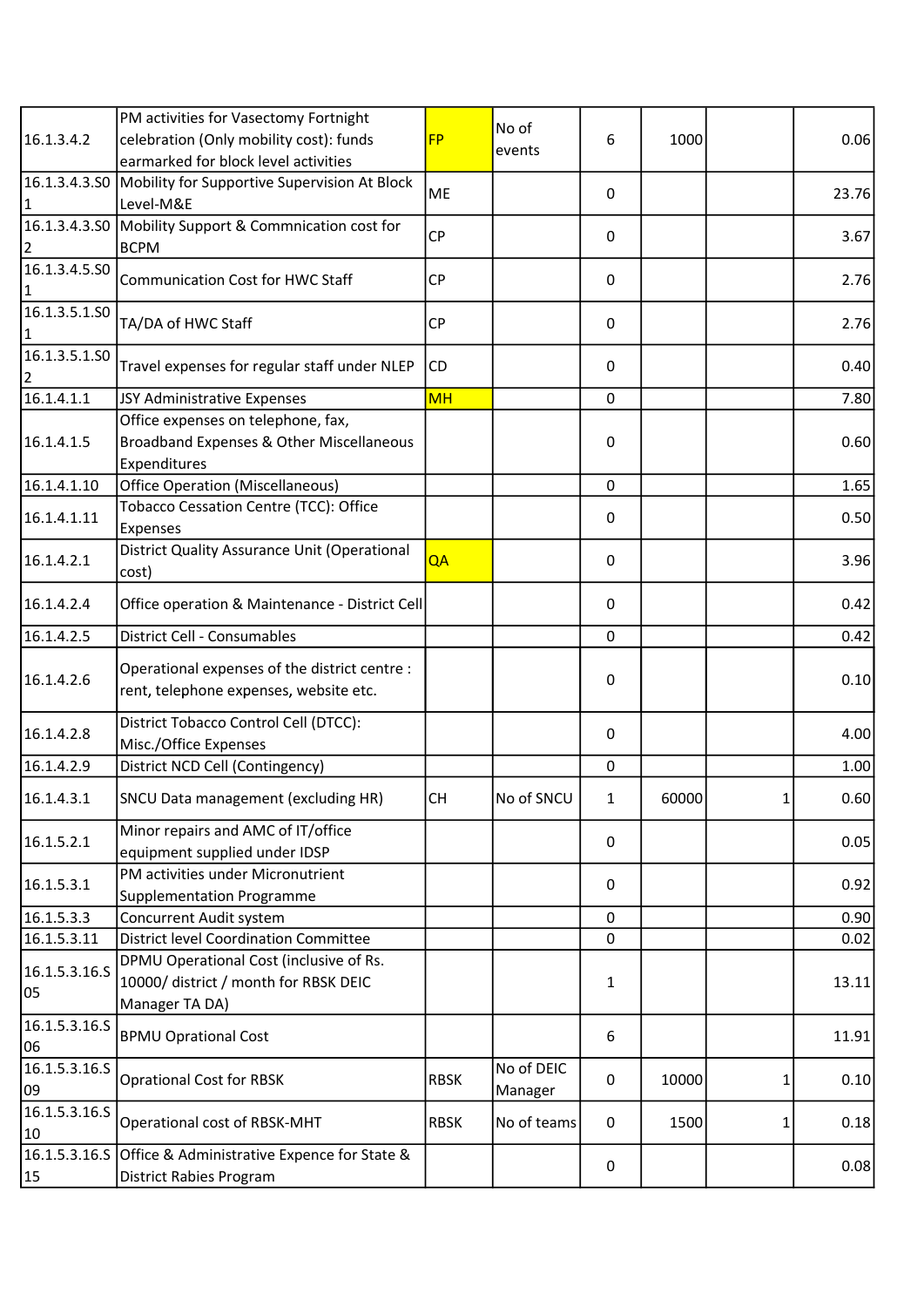| | | | | | | | |
|---|---|---|---|---|---|---|---|
| 16.1.3.4.2 | PM activities for Vasectomy Fortnight celebration (Only mobility cost): funds earmarked for block level activities | FP | No of events | 6 | 1000 | | 0.06 |
| 16.1.3.4.3.S01 | Mobility for Supportive Supervision At Block Level-M&E | ME | | 0 | | | 23.76 |
| 16.1.3.4.3.S02 | Mobility Support & Commnication cost for BCPM | CP | | 0 | | | 3.67 |
| 16.1.3.4.5.S01 | Communication Cost for HWC Staff | CP | | 0 | | | 2.76 |
| 16.1.3.5.1.S01 | TA/DA of HWC Staff | CP | | 0 | | | 2.76 |
| 16.1.3.5.1.S02 | Travel expenses for regular staff under NLEP | CD | | 0 | | | 0.40 |
| 16.1.4.1.1 | JSY Administrative Expenses | MH | | 0 | | | 7.80 |
| 16.1.4.1.5 | Office expenses on telephone, fax, Broadband Expenses & Other Miscellaneous Expenditures | | | 0 | | | 0.60 |
| 16.1.4.1.10 | Office Operation (Miscellaneous) | | | 0 | | | 1.65 |
| 16.1.4.1.11 | Tobacco Cessation Centre (TCC): Office Expenses | | | 0 | | | 0.50 |
| 16.1.4.2.1 | District Quality Assurance Unit (Operational cost) | QA | | 0 | | | 3.96 |
| 16.1.4.2.4 | Office operation & Maintenance - District Cell | | | 0 | | | 0.42 |
| 16.1.4.2.5 | District Cell - Consumables | | | 0 | | | 0.42 |
| 16.1.4.2.6 | Operational expenses of the district centre : rent, telephone expenses, website etc. | | | 0 | | | 0.10 |
| 16.1.4.2.8 | District Tobacco Control Cell (DTCC): Misc./Office Expenses | | | 0 | | | 4.00 |
| 16.1.4.2.9 | District NCD Cell (Contingency) | | | 0 | | | 1.00 |
| 16.1.4.3.1 | SNCU Data management (excluding HR) | CH | No of SNCU | 1 | 60000 | 1 | 0.60 |
| 16.1.5.2.1 | Minor repairs and AMC of IT/office equipment supplied under IDSP | | | 0 | | | 0.05 |
| 16.1.5.3.1 | PM activities under Micronutrient Supplementation Programme | | | 0 | | | 0.92 |
| 16.1.5.3.3 | Concurrent Audit system | | | 0 | | | 0.90 |
| 16.1.5.3.11 | District level Coordination Committee | | | 0 | | | 0.02 |
| 16.1.5.3.16.S05 | DPMU Operational Cost (inclusive of Rs. 10000/ district / month for RBSK DEIC Manager TA DA) | | | 1 | | | 13.11 |
| 16.1.5.3.16.S06 | BPMU Oprational Cost | | | 6 | | | 11.91 |
| 16.1.5.3.16.S09 | Oprational Cost for RBSK | RBSK | No of DEIC Manager | 0 | 10000 | 1 | 0.10 |
| 16.1.5.3.16.S10 | Operational cost of RBSK-MHT | RBSK | No of teams | 0 | 1500 | 1 | 0.18 |
| 16.1.5.3.16.S15 | Office & Administrative Expence for State & District Rabies Program | | | 0 | | | 0.08 |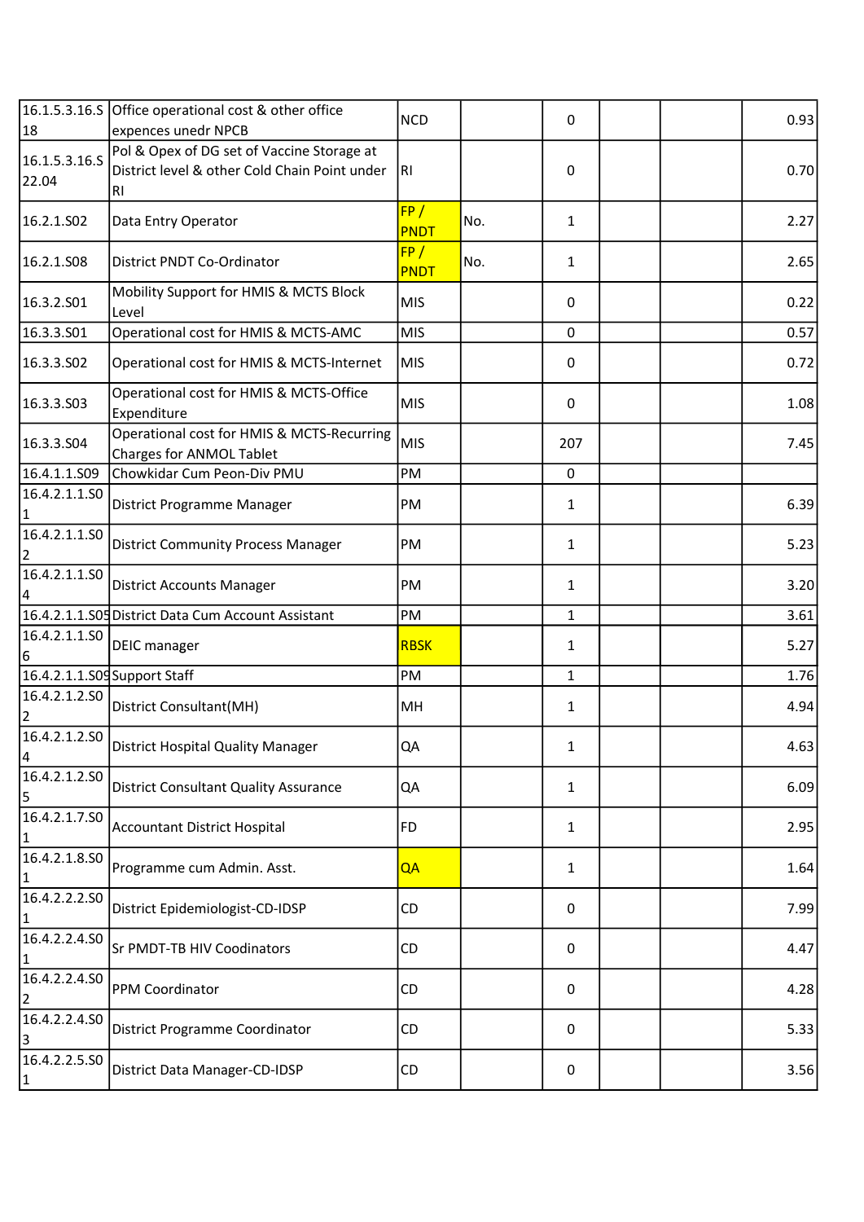| | | | | | | | |
|---|---|---|---|---|---|---|---|
| 16.1.5.3.16.S18 | Office operational cost & other office expences unedr NPCB | NCD | | 0 | | | 0.93 |
| 16.1.5.3.16.S22.04 | Pol & Opex of DG set of Vaccine Storage at District level & other Cold Chain Point under RI | RI | | 0 | | | 0.70 |
| 16.2.1.S02 | Data Entry Operator | FP / PNDT | No. | 1 | | | 2.27 |
| 16.2.1.S08 | District PNDT Co-Ordinator | FP / PNDT | No. | 1 | | | 2.65 |
| 16.3.2.S01 | Mobility Support for HMIS & MCTS Block Level | MIS | | 0 | | | 0.22 |
| 16.3.3.S01 | Operational cost for HMIS & MCTS-AMC | MIS | | 0 | | | 0.57 |
| 16.3.3.S02 | Operational cost for HMIS & MCTS-Internet | MIS | | 0 | | | 0.72 |
| 16.3.3.S03 | Operational cost for HMIS & MCTS-Office Expenditure | MIS | | 0 | | | 1.08 |
| 16.3.3.S04 | Operational cost for HMIS & MCTS-Recurring Charges for ANMOL Tablet | MIS | | 207 | | | 7.45 |
| 16.4.1.1.S09 | Chowkidar Cum Peon-Div PMU | PM | | 0 | | | |
| 16.4.2.1.1.S01 | District Programme Manager | PM | | 1 | | | 6.39 |
| 16.4.2.1.1.S02 | District Community Process Manager | PM | | 1 | | | 5.23 |
| 16.4.2.1.1.S04 | District Accounts Manager | PM | | 1 | | | 3.20 |
| 16.4.2.1.1.S05 | District Data Cum Account Assistant | PM | | 1 | | | 3.61 |
| 16.4.2.1.1.S06 | DEIC manager | RBSK | | 1 | | | 5.27 |
| 16.4.2.1.1.S09 | Support Staff | PM | | 1 | | | 1.76 |
| 16.4.2.1.2.S02 | District Consultant(MH) | MH | | 1 | | | 4.94 |
| 16.4.2.1.2.S04 | District Hospital Quality Manager | QA | | 1 | | | 4.63 |
| 16.4.2.1.2.S05 | District Consultant Quality Assurance | QA | | 1 | | | 6.09 |
| 16.4.2.1.7.S01 | Accountant District Hospital | FD | | 1 | | | 2.95 |
| 16.4.2.1.8.S01 | Programme cum Admin. Asst. | QA | | 1 | | | 1.64 |
| 16.4.2.2.2.S01 | District Epidemiologist-CD-IDSP | CD | | 0 | | | 7.99 |
| 16.4.2.2.4.S01 | Sr PMDT-TB HIV Coodinators | CD | | 0 | | | 4.47 |
| 16.4.2.2.4.S02 | PPM Coordinator | CD | | 0 | | | 4.28 |
| 16.4.2.2.4.S03 | District Programme Coordinator | CD | | 0 | | | 5.33 |
| 16.4.2.2.5.S01 | District Data Manager-CD-IDSP | CD | | 0 | | | 3.56 |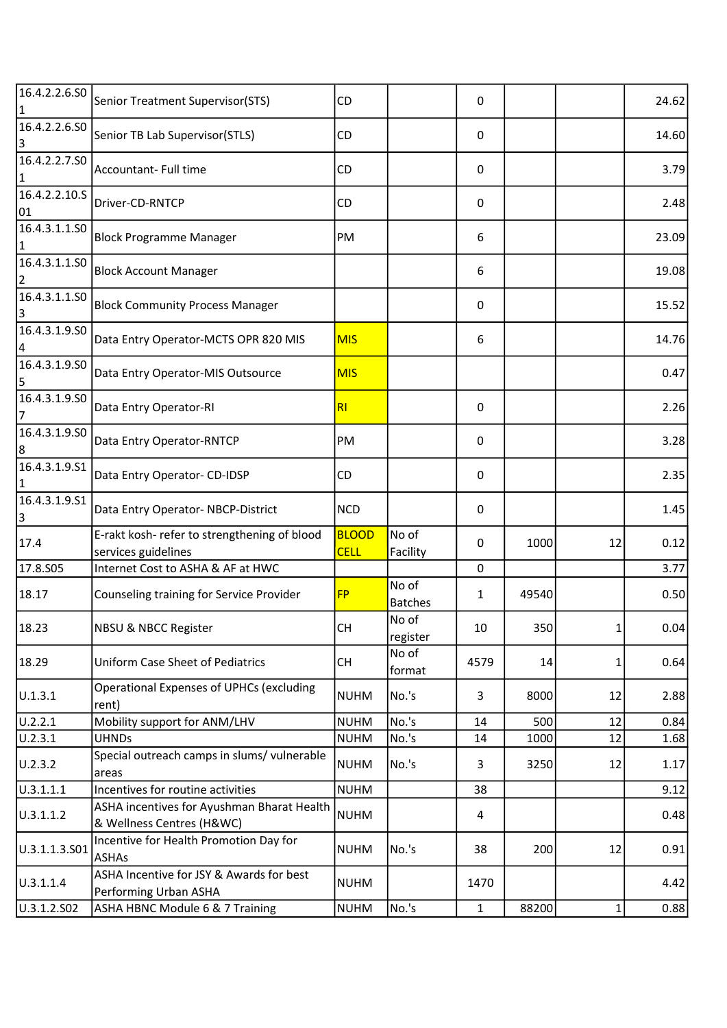| | | | | | | | |
|---|---|---|---|---|---|---|---|
| 16.4.2.2.6.S01 | Senior Treatment Supervisor(STS) | CD | | 0 | | | 24.62 |
| 16.4.2.2.6.S03 | Senior TB Lab Supervisor(STLS) | CD | | 0 | | | 14.60 |
| 16.4.2.2.7.S01 | Accountant- Full time | CD | | 0 | | | 3.79 |
| 16.4.2.2.10.S01 | Driver-CD-RNTCP | CD | | 0 | | | 2.48 |
| 16.4.3.1.1.S01 | Block Programme Manager | PM | | 6 | | | 23.09 |
| 16.4.3.1.1.S02 | Block Account Manager | | | 6 | | | 19.08 |
| 16.4.3.1.1.S03 | Block Community Process Manager | | | 0 | | | 15.52 |
| 16.4.3.1.9.S04 | Data Entry Operator-MCTS OPR 820 MIS | MIS | | 6 | | | 14.76 |
| 16.4.3.1.9.S05 | Data Entry Operator-MIS Outsource | MIS | | | | | 0.47 |
| 16.4.3.1.9.S07 | Data Entry Operator-RI | RI | | 0 | | | 2.26 |
| 16.4.3.1.9.S08 | Data Entry Operator-RNTCP | PM | | 0 | | | 3.28 |
| 16.4.3.1.9.S11 | Data Entry Operator- CD-IDSP | CD | | 0 | | | 2.35 |
| 16.4.3.1.9.S13 | Data Entry Operator- NBCP-District | NCD | | 0 | | | 1.45 |
| 17.4 | E-rakt kosh- refer to strengthening of blood services guidelines | BLOOD CELL | No of Facility | 0 | 1000 | 12 | 0.12 |
| 17.8.S05 | Internet Cost to ASHA & AF at HWC | | | 0 | | | 3.77 |
| 18.17 | Counseling training for Service Provider | FP | No of Batches | 1 | 49540 | | 0.50 |
| 18.23 | NBSU & NBCC Register | CH | No of register | 10 | 350 | 1 | 0.04 |
| 18.29 | Uniform Case Sheet of Pediatrics | CH | No of format | 4579 | 14 | 1 | 0.64 |
| U.1.3.1 | Operational Expenses of UPHCs (excluding rent) | NUHM | No.'s | 3 | 8000 | 12 | 2.88 |
| U.2.2.1 | Mobility support for ANM/LHV | NUHM | No.'s | 14 | 500 | 12 | 0.84 |
| U.2.3.1 | UHNDs | NUHM | No.'s | 14 | 1000 | 12 | 1.68 |
| U.2.3.2 | Special outreach camps in slums/ vulnerable areas | NUHM | No.'s | 3 | 3250 | 12 | 1.17 |
| U.3.1.1.1 | Incentives for routine activities | NUHM | | 38 | | | 9.12 |
| U.3.1.1.2 | ASHA incentives for Ayushman Bharat Health & Wellness Centres (H&WC) | NUHM | | 4 | | | 0.48 |
| U.3.1.1.3.S01 | Incentive for Health Promotion Day for ASHAs | NUHM | No.'s | 38 | 200 | 12 | 0.91 |
| U.3.1.1.4 | ASHA Incentive for JSY & Awards for best Performing Urban ASHA | NUHM | | 1470 | | | 4.42 |
| U.3.1.2.S02 | ASHA HBNC Module 6 & 7 Training | NUHM | No.'s | 1 | 88200 | 1 | 0.88 |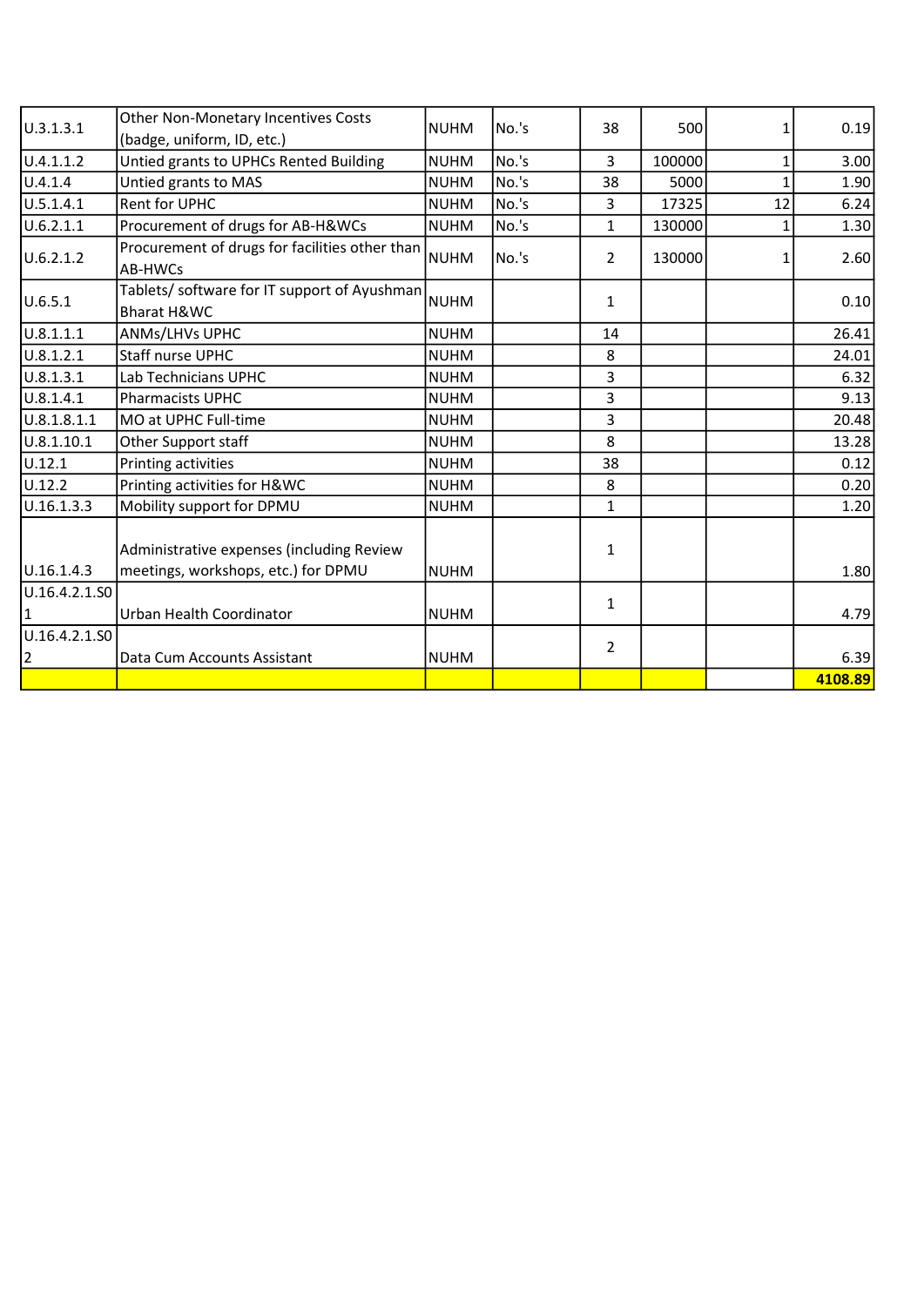| | | | | | | | |
|---|---|---|---|---|---|---|---|
| U.3.1.3.1 | Other Non-Monetary Incentives Costs (badge, uniform, ID, etc.) | NUHM | No.'s | 38 | 500 | 1 | 0.19 |
| U.4.1.1.2 | Untied grants to UPHCs Rented Building | NUHM | No.'s | 3 | 100000 | 1 | 3.00 |
| U.4.1.4 | Untied grants to MAS | NUHM | No.'s | 38 | 5000 | 1 | 1.90 |
| U.5.1.4.1 | Rent for UPHC | NUHM | No.'s | 3 | 17325 | 12 | 6.24 |
| U.6.2.1.1 | Procurement of drugs for AB-H&WCs | NUHM | No.'s | 1 | 130000 | 1 | 1.30 |
| U.6.2.1.2 | Procurement of drugs for facilities other than AB-HWCs | NUHM | No.'s | 2 | 130000 | 1 | 2.60 |
| U.6.5.1 | Tablets/ software for IT support of Ayushman Bharat H&WC | NUHM | | 1 | | | 0.10 |
| U.8.1.1.1 | ANMs/LHVs UPHC | NUHM | | 14 | | | 26.41 |
| U.8.1.2.1 | Staff nurse UPHC | NUHM | | 8 | | | 24.01 |
| U.8.1.3.1 | Lab Technicians UPHC | NUHM | | 3 | | | 6.32 |
| U.8.1.4.1 | Pharmacists UPHC | NUHM | | 3 | | | 9.13 |
| U.8.1.8.1.1 | MO at UPHC Full-time | NUHM | | 3 | | | 20.48 |
| U.8.1.10.1 | Other Support staff | NUHM | | 8 | | | 13.28 |
| U.12.1 | Printing activities | NUHM | | 38 | | | 0.12 |
| U.12.2 | Printing activities for H&WC | NUHM | | 8 | | | 0.20 |
| U.16.1.3.3 | Mobility support for DPMU | NUHM | | 1 | | | 1.20 |
| U.16.1.4.3 | Administrative expenses (including Review meetings, workshops, etc.) for DPMU | NUHM | | 1 | | | 1.80 |
| U.16.4.2.1.S01 | Urban Health Coordinator | NUHM | | 1 | | | 4.79 |
| U.16.4.2.1.S02 | Data Cum Accounts Assistant | NUHM | | 2 | | | 6.39 |
| | | | | | | | **4108.89** |